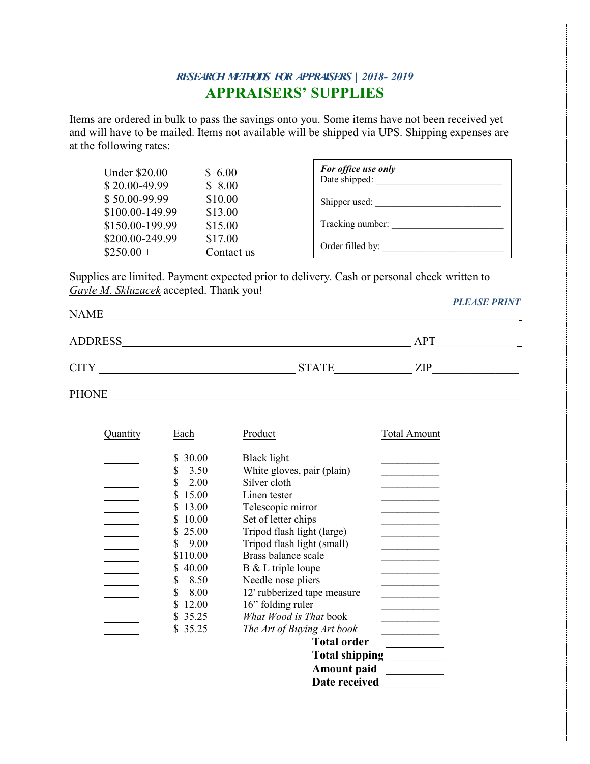***RESEARCH METHODS FOR APPRAISERS | 2018- 2019***

# APPRAISERS' SUPPLIES

Items are ordered in bulk to pass the savings onto you. Some items have not been received yet and will have to be mailed. Items not available will be shipped via UPS. Shipping expenses are at the following rates:

| | |
|---|---|
| Under $20.00 | $ 6.00 |
| $ 20.00-49.99 | $ 8.00 |
| $ 50.00-99.99 | $10.00 |
| $100.00-149.99 | $13.00 |
| $150.00-199.99 | $15.00 |
| $200.00-249.99 | $17.00 |
| $250.00 + | Contact us |

***For office use only***

Date shipped: ___________________________

Shipper used: ___________________________

Tracking number: ________________________

Order filled by: _________________________

Supplies are limited. Payment expected prior to delivery. Cash or personal check written to *Gayle M. Skluzacek* accepted. Thank you!

***PLEASE PRINT***

NAME________________________________________________________________

ADDRESS_____________________________________________ APT______________

CITY ___________________________ STATE_____________ ZIP_______________

PHONE________________________________________________________________

| Quantity | Each | Product | Total Amount |
|---|---|---|---|
| ______ | $ 30.00 | Black light | ___________ |
| ______ | $ 3.50 | White gloves, pair (plain) | ___________ |
| ______ | $ 2.00 | Silver cloth | ___________ |
| ______ | $ 15.00 | Linen tester | ___________ |
| ______ | $ 13.00 | Telescopic mirror | ___________ |
| ______ | $ 10.00 | Set of letter chips | ___________ |
| ______ | $ 25.00 | Tripod flash light (large) | ___________ |
| ______ | $ 9.00 | Tripod flash light (small) | ___________ |
| ______ | $110.00 | Brass balance scale | ___________ |
| ______ | $ 40.00 | B & L triple loupe | ___________ |
| ______ | $ 8.50 | Needle nose pliers | ___________ |
| ______ | $ 8.00 | 12' rubberized tape measure | ___________ |
| ______ | $ 12.00 | 16" folding ruler | ___________ |
| ______ | $ 35.25 | *What Wood is That* book | ___________ |
| ______ | $ 35.25 | *The Art of Buying Art book* | ___________ |
| | | **Total order** | ___________ |
| | | **Total shipping** | ___________ |
| | | **Amount paid** | ___________ |
| | | **Date received** | ___________ |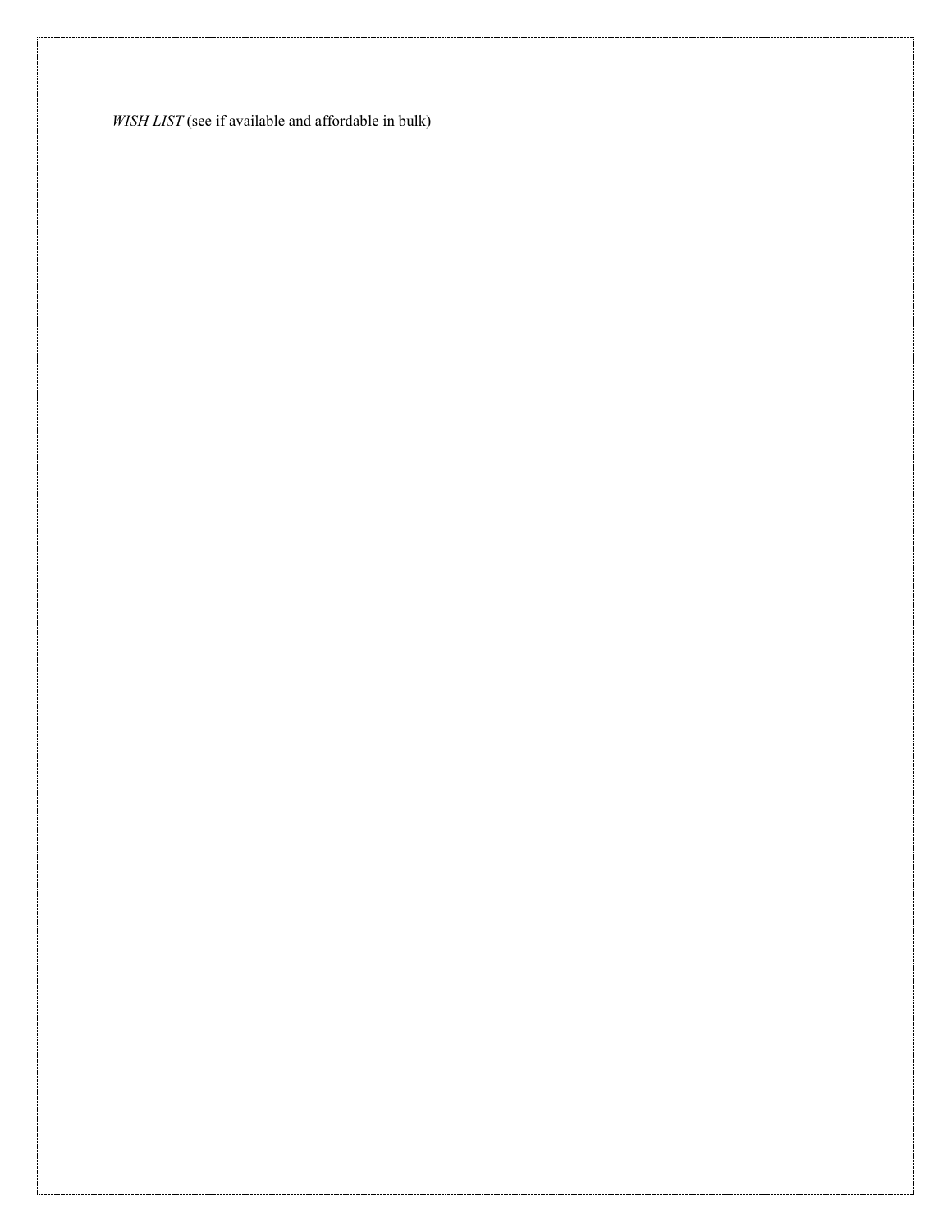*WISH LIST* (see if available and affordable in bulk)